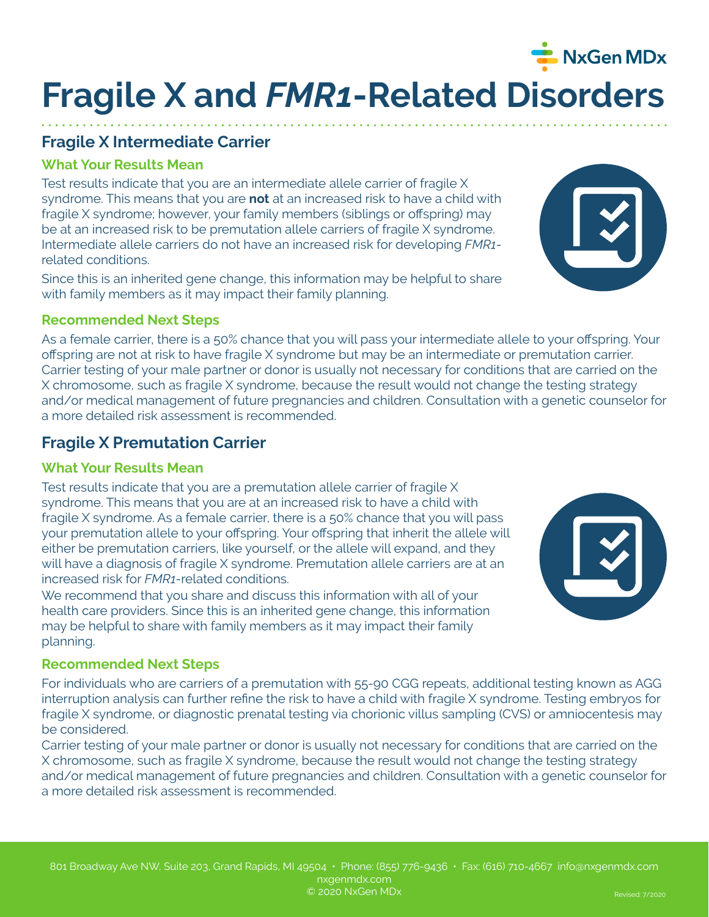NxGen MDx

# Fragile X and *FMR1*-Related Disorders

## Fragile X Intermediate Carrier

### What Your Results Mean

Test results indicate that you are an intermediate allele carrier of fragile X syndrome. This means that you are **not** at an increased risk to have a child with fragile X syndrome; however, your family members (siblings or offspring) may be at an increased risk to be premutation allele carriers of fragile X syndrome. Intermediate allele carriers do not have an increased risk for developing *FMR1*-related conditions.

Since this is an inherited gene change, this information may be helpful to share with family members as it may impact their family planning.

### Recommended Next Steps

As a female carrier, there is a 50% chance that you will pass your intermediate allele to your offspring. Your offspring are not at risk to have fragile X syndrome but may be an intermediate or premutation carrier. Carrier testing of your male partner or donor is usually not necessary for conditions that are carried on the X chromosome, such as fragile X syndrome, because the result would not change the testing strategy and/or medical management of future pregnancies and children. Consultation with a genetic counselor for a more detailed risk assessment is recommended.

## Fragile X Premutation Carrier

### What Your Results Mean

Test results indicate that you are a premutation allele carrier of fragile X syndrome. This means that you are at an increased risk to have a child with fragile X syndrome. As a female carrier, there is a 50% chance that you will pass your premutation allele to your offspring. Your offspring that inherit the allele will either be premutation carriers, like yourself, or the allele will expand, and they will have a diagnosis of fragile X syndrome. Premutation allele carriers are at an increased risk for *FMR1*-related conditions.

We recommend that you share and discuss this information with all of your health care providers. Since this is an inherited gene change, this information may be helpful to share with family members as it may impact their family planning.

### Recommended Next Steps

For individuals who are carriers of a premutation with 55-90 CGG repeats, additional testing known as AGG interruption analysis can further refine the risk to have a child with fragile X syndrome. Testing embryos for fragile X syndrome, or diagnostic prenatal testing via chorionic villus sampling (CVS) or amniocentesis may be considered.

Carrier testing of your male partner or donor is usually not necessary for conditions that are carried on the X chromosome, such as fragile X syndrome, because the result would not change the testing strategy and/or medical management of future pregnancies and children. Consultation with a genetic counselor for a more detailed risk assessment is recommended.

801 Broadway Ave NW, Suite 203, Grand Rapids, MI 49504 • Phone: (855) 776-9436 • Fax: (616) 710-4667 info@nxgenmdx.com
nxgenmdx.com
© 2020 NxGen MDx

Revised: 7/2020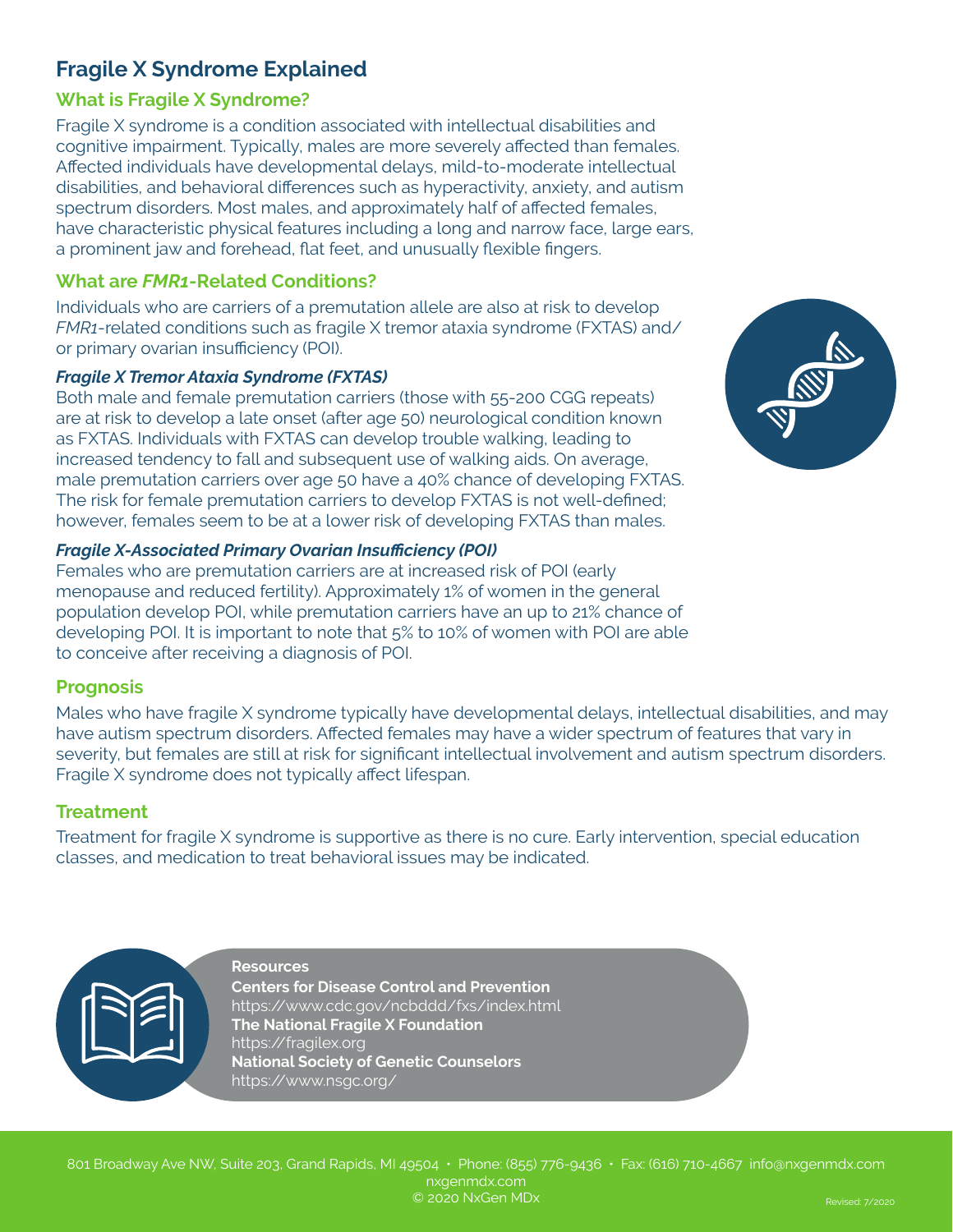# Fragile X Syndrome Explained

## What is Fragile X Syndrome?

Fragile X syndrome is a condition associated with intellectual disabilities and cognitive impairment. Typically, males are more severely affected than females. Affected individuals have developmental delays, mild-to-moderate intellectual disabilities, and behavioral differences such as hyperactivity, anxiety, and autism spectrum disorders. Most males, and approximately half of affected females, have characteristic physical features including a long and narrow face, large ears, a prominent jaw and forehead, flat feet, and unusually flexible fingers.

## What are *FMR1*-Related Conditions?

Individuals who are carriers of a premutation allele are also at risk to develop *FMR1*-related conditions such as fragile X tremor ataxia syndrome (FXTAS) and/or primary ovarian insufficiency (POI).

### *Fragile X Tremor Ataxia Syndrome (FXTAS)*

Both male and female premutation carriers (those with 55-200 CGG repeats) are at risk to develop a late onset (after age 50) neurological condition known as FXTAS. Individuals with FXTAS can develop trouble walking, leading to increased tendency to fall and subsequent use of walking aids. On average, male premutation carriers over age 50 have a 40% chance of developing FXTAS. The risk for female premutation carriers to develop FXTAS is not well-defined; however, females seem to be at a lower risk of developing FXTAS than males.

### *Fragile X-Associated Primary Ovarian Insufficiency (POI)*

Females who are premutation carriers are at increased risk of POI (early menopause and reduced fertility). Approximately 1% of women in the general population develop POI, while premutation carriers have an up to 21% chance of developing POI. It is important to note that 5% to 10% of women with POI are able to conceive after receiving a diagnosis of POI.

## Prognosis

Males who have fragile X syndrome typically have developmental delays, intellectual disabilities, and may have autism spectrum disorders. Affected females may have a wider spectrum of features that vary in severity, but females are still at risk for significant intellectual involvement and autism spectrum disorders. Fragile X syndrome does not typically affect lifespan.

## Treatment

Treatment for fragile X syndrome is supportive as there is no cure. Early intervention, special education classes, and medication to treat behavioral issues may be indicated.

**Resources**

**Centers for Disease Control and Prevention**
https://www.cdc.gov/ncbddd/fxs/index.html

**The National Fragile X Foundation**
https://fragilex.org

**National Society of Genetic Counselors**
https://www.nsgc.org/

801 Broadway Ave NW, Suite 203, Grand Rapids, MI 49504 • Phone: (855) 776-9436 • Fax: (616) 710-4667 info@nxgenmdx.com
nxgenmdx.com
© 2020 NxGen MDx

Revised: 7/2020